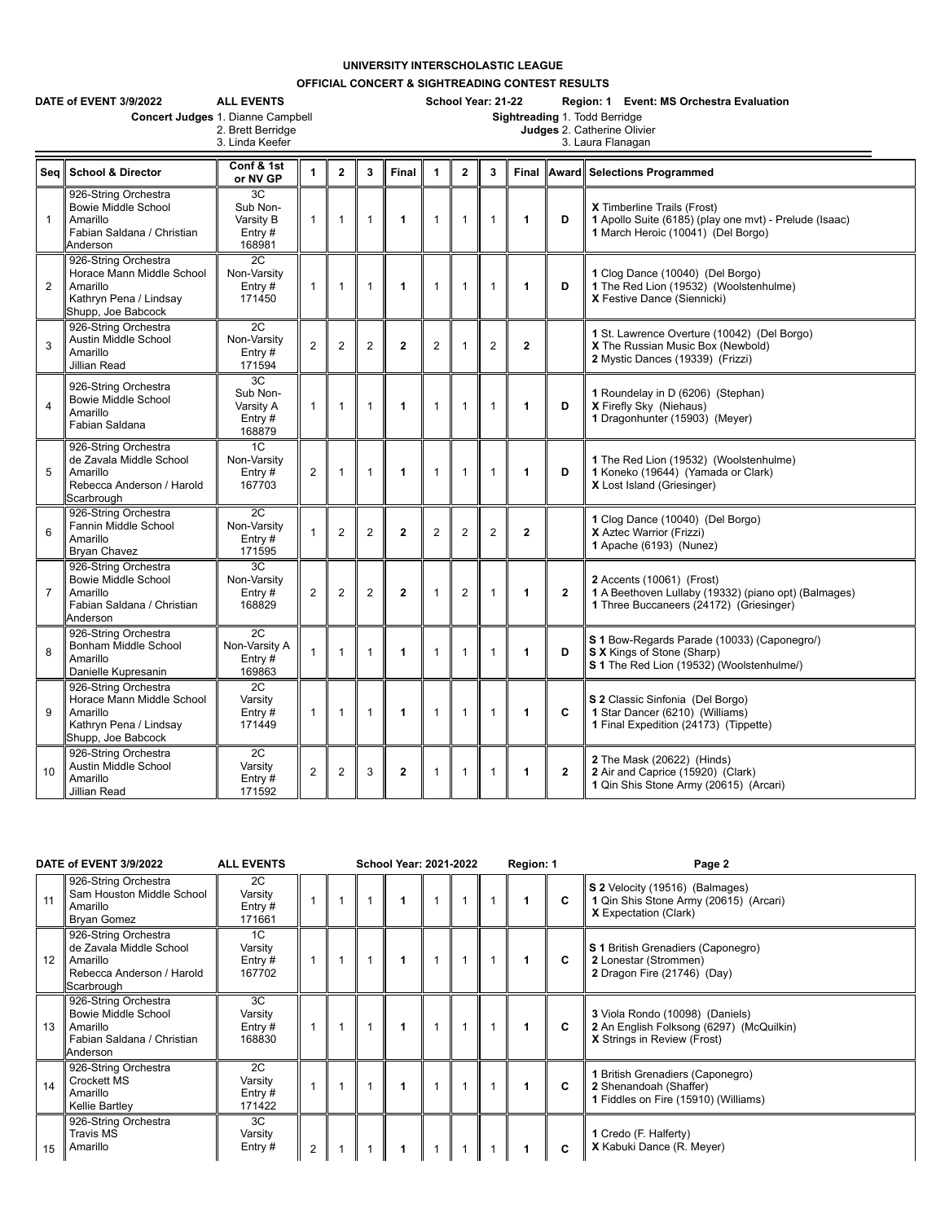**UNIVERSITY INTERSCHOLASTIC LEAGUE**

**OFFICIAL CONCERT & SIGHTREADING CONTEST RESULTS**

**DATE of EVENT 3/9/2022** **ALL EVENTS** **School Year: 21-22** **Region: 1 Event: MS Orchestra Evaluation**

**Concert Judges** 1. Dianne Campbell
2. Brett Berridge
3. Linda Keefer

**Sightreading Judges** 1. Todd Berridge
2. Catherine Olivier
3. Laura Flanagan

| Seq | School & Director | Conf & 1st or NV GP | 1 | 2 | 3 | Final | 1 | 2 | 3 | Final | Award | Selections Programmed |
|---|---|---|---|---|---|---|---|---|---|---|---|---|
| 1 | 926-String Orchestra<br>Bowie Middle School<br>Amarillo<br>Fabian Saldana / Christian Anderson | 3C<br>Sub Non-Varsity B<br>Entry #<br>168981 | 1 | 1 | 1 | **1** | 1 | 1 | 1 | **1** | **D** | **X** Timberline Trails (Frost)<br>**1** Apollo Suite (6185) (play one mvt) - Prelude (Isaac)<br>**1** March Heroic (10041) (Del Borgo) |
| 2 | 926-String Orchestra<br>Horace Mann Middle School<br>Amarillo<br>Kathryn Pena / Lindsay Shupp, Joe Babcock | 2C<br>Non-Varsity<br>Entry #<br>171450 | 1 | 1 | 1 | **1** | 1 | 1 | 1 | **1** | **D** | **1** Clog Dance (10040) (Del Borgo)<br>**1** The Red Lion (19532) (Woolstenhulme)<br>**X** Festive Dance (Siennicki) |
| 3 | 926-String Orchestra<br>Austin Middle School<br>Amarillo<br>Jillian Read | 2C<br>Non-Varsity<br>Entry #<br>171594 | 2 | 2 | 2 | **2** | 2 | 1 | 2 | **2** | | **1** St. Lawrence Overture (10042) (Del Borgo)<br>**X** The Russian Music Box (Newbold)<br>**2** Mystic Dances (19339) (Frizzi) |
| 4 | 926-String Orchestra<br>Bowie Middle School<br>Amarillo<br>Fabian Saldana | 3C<br>Sub Non-Varsity A<br>Entry #<br>168879 | 1 | 1 | 1 | **1** | 1 | 1 | 1 | **1** | **D** | **1** Roundelay in D (6206) (Stephan)<br>**X** Firefly Sky (Niehaus)<br>**1** Dragonhunter (15903) (Meyer) |
| 5 | 926-String Orchestra<br>de Zavala Middle School<br>Amarillo<br>Rebecca Anderson / Harold Scarbrough | 1C<br>Non-Varsity<br>Entry #<br>167703 | 2 | 1 | 1 | **1** | 1 | 1 | 1 | **1** | **D** | **1** The Red Lion (19532) (Woolstenhulme)<br>**1** Koneko (19644) (Yamada or Clark)<br>**X** Lost Island (Griesinger) |
| 6 | 926-String Orchestra<br>Fannin Middle School<br>Amarillo<br>Bryan Chavez | 2C<br>Non-Varsity<br>Entry #<br>171595 | 1 | 2 | 2 | **2** | 2 | 2 | 2 | **2** | | **1** Clog Dance (10040) (Del Borgo)<br>**X** Aztec Warrior (Frizzi)<br>**1** Apache (6193) (Nunez) |
| 7 | 926-String Orchestra<br>Bowie Middle School<br>Amarillo<br>Fabian Saldana / Christian Anderson | 3C<br>Non-Varsity<br>Entry #<br>168829 | 2 | 2 | 2 | **2** | 1 | 2 | 1 | **1** | **2** | **2** Accents (10061) (Frost)<br>**1** A Beethoven Lullaby (19332) (piano opt) (Balmages)<br>**1** Three Buccaneers (24172) (Griesinger) |
| 8 | 926-String Orchestra<br>Bonham Middle School<br>Amarillo<br>Danielle Kupresanin | 2C<br>Non-Varsity A<br>Entry #<br>169863 | 1 | 1 | 1 | **1** | 1 | 1 | 1 | **1** | **D** | **S 1** Bow-Regards Parade (10033) (Caponegro/)<br>**S X** Kings of Stone (Sharp)<br>**S 1** The Red Lion (19532) (Woolstenhulme/) |
| 9 | 926-String Orchestra<br>Horace Mann Middle School<br>Amarillo<br>Kathryn Pena / Lindsay Shupp, Joe Babcock | 2C<br>Varsity<br>Entry #<br>171449 | 1 | 1 | 1 | **1** | 1 | 1 | 1 | **1** | **C** | **S 2** Classic Sinfonia (Del Borgo)<br>**1** Star Dancer (6210) (Williams)<br>**1** Final Expedition (24173) (Tippette) |
| 10 | 926-String Orchestra<br>Austin Middle School<br>Amarillo<br>Jillian Read | 2C<br>Varsity<br>Entry #<br>171592 | 2 | 2 | 3 | **2** | 1 | 1 | 1 | **1** | **2** | **2** The Mask (20622) (Hinds)<br>**2** Air and Caprice (15920) (Clark)<br>**1** Qin Shis Stone Army (20615) (Arcari) |
| 11 | 926-String Orchestra<br>Sam Houston Middle School<br>Amarillo<br>Bryan Gomez | 2C<br>Varsity<br>Entry #<br>171661 | 1 | 1 | 1 | **1** | 1 | 1 | 1 | **1** | **C** | **S 2** Velocity (19516) (Balmages)<br>**1** Qin Shis Stone Army (20615) (Arcari)<br>**X** Expectation (Clark) |
| 12 | 926-String Orchestra<br>de Zavala Middle School<br>Amarillo<br>Rebecca Anderson / Harold Scarbrough | 1C<br>Varsity<br>Entry #<br>167702 | 1 | 1 | 1 | **1** | 1 | 1 | 1 | **1** | **C** | **S 1** British Grenadiers (Caponegro)<br>**2** Lonestar (Strommen)<br>**2** Dragon Fire (21746) (Day) |
| 13 | 926-String Orchestra<br>Bowie Middle School<br>Amarillo<br>Fabian Saldana / Christian Anderson | 3C<br>Varsity<br>Entry #<br>168830 | 1 | 1 | 1 | **1** | 1 | 1 | 1 | **1** | **C** | **3** Viola Rondo (10098) (Daniels)<br>**2** An English Folksong (6297) (McQuilkin)<br>**X** Strings in Review (Frost) |
| 14 | 926-String Orchestra<br>Crockett MS<br>Amarillo<br>Kellie Bartley | 2C<br>Varsity<br>Entry #<br>171422 | 1 | 1 | 1 | **1** | 1 | 1 | 1 | **1** | **C** | **1** British Grenadiers (Caponegro)<br>**2** Shenandoah (Shaffer)<br>**1** Fiddles on Fire (15910) (Williams) |
| 15 | 926-String Orchestra<br>Travis MS<br>Amarillo | 3C<br>Varsity<br>Entry # | 2 | 1 | 1 | **1** | 1 | 1 | 1 | **1** | **C** | **1** Credo (F. Halferty)<br>**X** Kabuki Dance (R. Meyer) |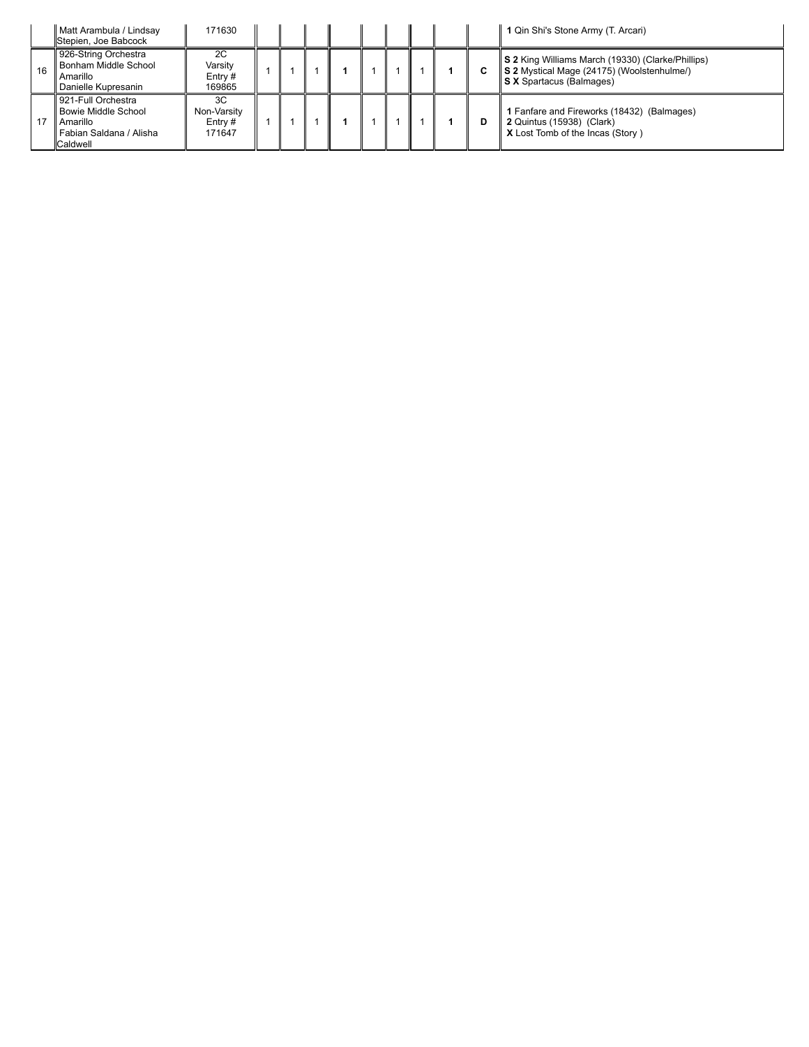| | | | | | | | | | | | | |
|---|---|---|---|---|---|---|---|---|---|---|---|---|
| | Matt Arambula / Lindsay Stepien, Joe Babcock | 171630 | | | | | | | | | | **1** Qin Shi's Stone Army (T. Arcari) |
| 16 | 926-String Orchestra<br>Bonham Middle School<br>Amarillo<br>Danielle Kupresanin | 2C<br>Varsity<br>Entry #<br>169865 | 1 | 1 | 1 | **1** | 1 | 1 | 1 | **1** | **C** | **S 2** King Williams March (19330) (Clarke/Phillips)<br>**S 2** Mystical Mage (24175) (Woolstenhulme/)<br>**S X** Spartacus (Balmages) |
| 17 | 921-Full Orchestra<br>Bowie Middle School<br>Amarillo<br>Fabian Saldana / Alisha Caldwell | 3C<br>Non-Varsity<br>Entry #<br>171647 | 1 | 1 | 1 | **1** | 1 | 1 | 1 | **1** | **D** | **1** Fanfare and Fireworks (18432) (Balmages)<br>**2** Quintus (15938) (Clark)<br>**X** Lost Tomb of the Incas (Story ) |